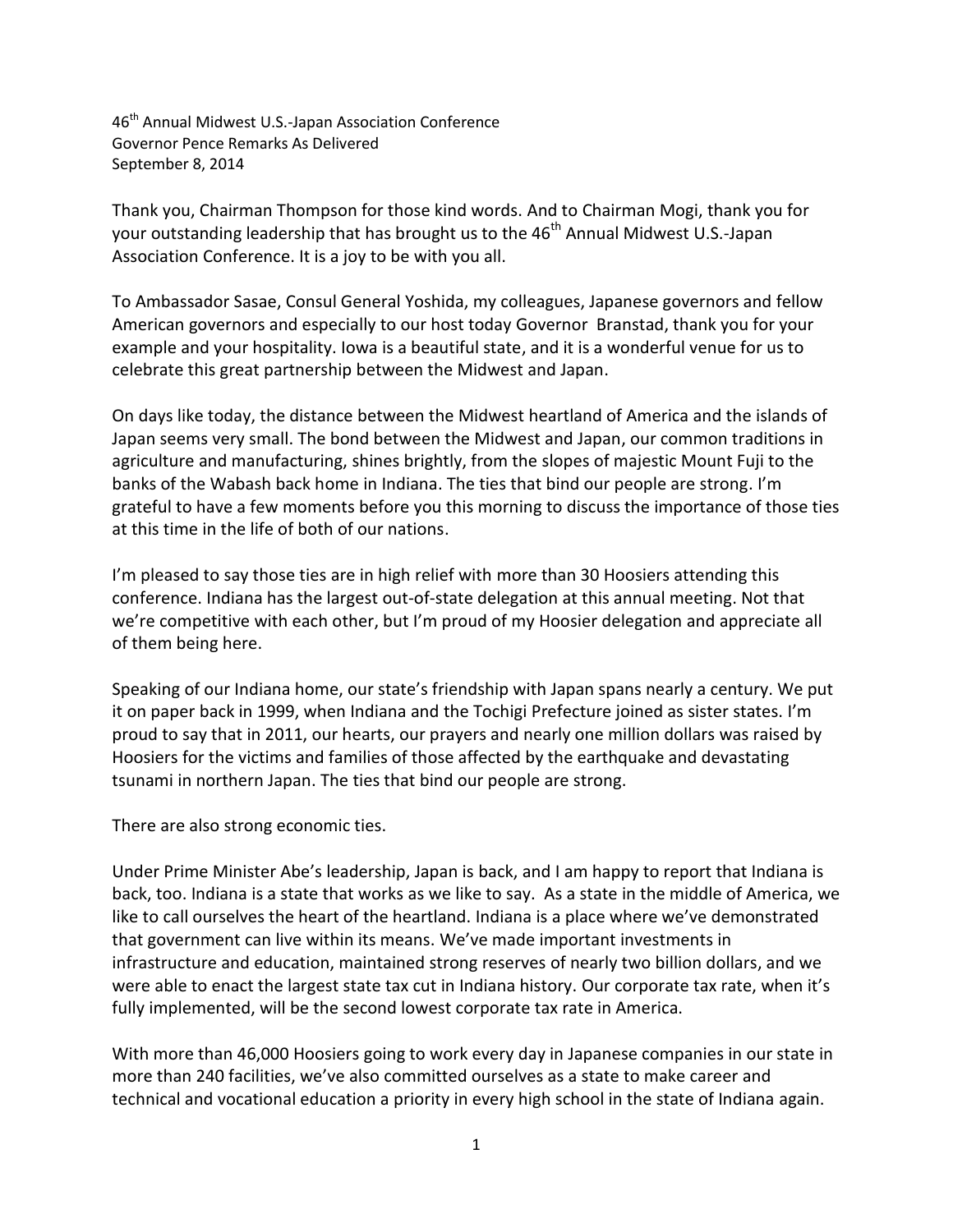46th Annual Midwest U.S.-Japan Association Conference
Governor Pence Remarks As Delivered
September 8, 2014

Thank you, Chairman Thompson for those kind words. And to Chairman Mogi, thank you for your outstanding leadership that has brought us to the 46th Annual Midwest U.S.-Japan Association Conference. It is a joy to be with you all.

To Ambassador Sasae, Consul General Yoshida, my colleagues, Japanese governors and fellow American governors and especially to our host today Governor Branstad, thank you for your example and your hospitality. Iowa is a beautiful state, and it is a wonderful venue for us to celebrate this great partnership between the Midwest and Japan.

On days like today, the distance between the Midwest heartland of America and the islands of Japan seems very small. The bond between the Midwest and Japan, our common traditions in agriculture and manufacturing, shines brightly, from the slopes of majestic Mount Fuji to the banks of the Wabash back home in Indiana. The ties that bind our people are strong. I'm grateful to have a few moments before you this morning to discuss the importance of those ties at this time in the life of both of our nations.

I'm pleased to say those ties are in high relief with more than 30 Hoosiers attending this conference. Indiana has the largest out-of-state delegation at this annual meeting. Not that we're competitive with each other, but I'm proud of my Hoosier delegation and appreciate all of them being here.

Speaking of our Indiana home, our state's friendship with Japan spans nearly a century. We put it on paper back in 1999, when Indiana and the Tochigi Prefecture joined as sister states. I'm proud to say that in 2011, our hearts, our prayers and nearly one million dollars was raised by Hoosiers for the victims and families of those affected by the earthquake and devastating tsunami in northern Japan. The ties that bind our people are strong.

There are also strong economic ties.

Under Prime Minister Abe's leadership, Japan is back, and I am happy to report that Indiana is back, too. Indiana is a state that works as we like to say. As a state in the middle of America, we like to call ourselves the heart of the heartland. Indiana is a place where we've demonstrated that government can live within its means. We've made important investments in infrastructure and education, maintained strong reserves of nearly two billion dollars, and we were able to enact the largest state tax cut in Indiana history. Our corporate tax rate, when it's fully implemented, will be the second lowest corporate tax rate in America.

With more than 46,000 Hoosiers going to work every day in Japanese companies in our state in more than 240 facilities, we've also committed ourselves as a state to make career and technical and vocational education a priority in every high school in the state of Indiana again.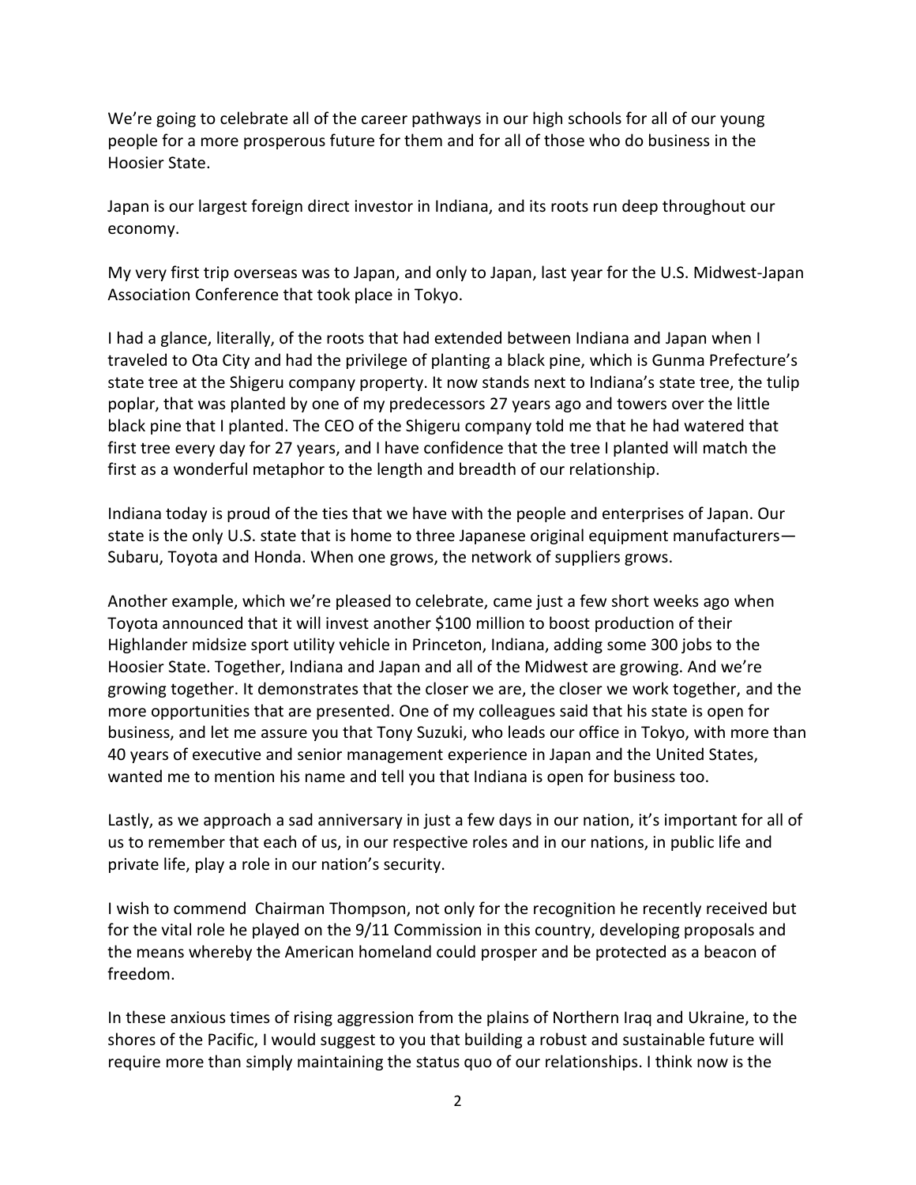We're going to celebrate all of the career pathways in our high schools for all of our young people for a more prosperous future for them and for all of those who do business in the Hoosier State.

Japan is our largest foreign direct investor in Indiana, and its roots run deep throughout our economy.

My very first trip overseas was to Japan, and only to Japan, last year for the U.S. Midwest-Japan Association Conference that took place in Tokyo.

I had a glance, literally, of the roots that had extended between Indiana and Japan when I traveled to Ota City and had the privilege of planting a black pine, which is Gunma Prefecture's state tree at the Shigeru company property. It now stands next to Indiana's state tree, the tulip poplar, that was planted by one of my predecessors 27 years ago and towers over the little black pine that I planted. The CEO of the Shigeru company told me that he had watered that first tree every day for 27 years, and I have confidence that the tree I planted will match the first as a wonderful metaphor to the length and breadth of our relationship.

Indiana today is proud of the ties that we have with the people and enterprises of Japan. Our state is the only U.S. state that is home to three Japanese original equipment manufacturers—Subaru, Toyota and Honda. When one grows, the network of suppliers grows.

Another example, which we're pleased to celebrate, came just a few short weeks ago when Toyota announced that it will invest another $100 million to boost production of their Highlander midsize sport utility vehicle in Princeton, Indiana, adding some 300 jobs to the Hoosier State. Together, Indiana and Japan and all of the Midwest are growing. And we're growing together. It demonstrates that the closer we are, the closer we work together, and the more opportunities that are presented. One of my colleagues said that his state is open for business, and let me assure you that Tony Suzuki, who leads our office in Tokyo, with more than 40 years of executive and senior management experience in Japan and the United States, wanted me to mention his name and tell you that Indiana is open for business too.

Lastly, as we approach a sad anniversary in just a few days in our nation, it's important for all of us to remember that each of us, in our respective roles and in our nations, in public life and private life, play a role in our nation's security.

I wish to commend Chairman Thompson, not only for the recognition he recently received but for the vital role he played on the 9/11 Commission in this country, developing proposals and the means whereby the American homeland could prosper and be protected as a beacon of freedom.

In these anxious times of rising aggression from the plains of Northern Iraq and Ukraine, to the shores of the Pacific, I would suggest to you that building a robust and sustainable future will require more than simply maintaining the status quo of our relationships. I think now is the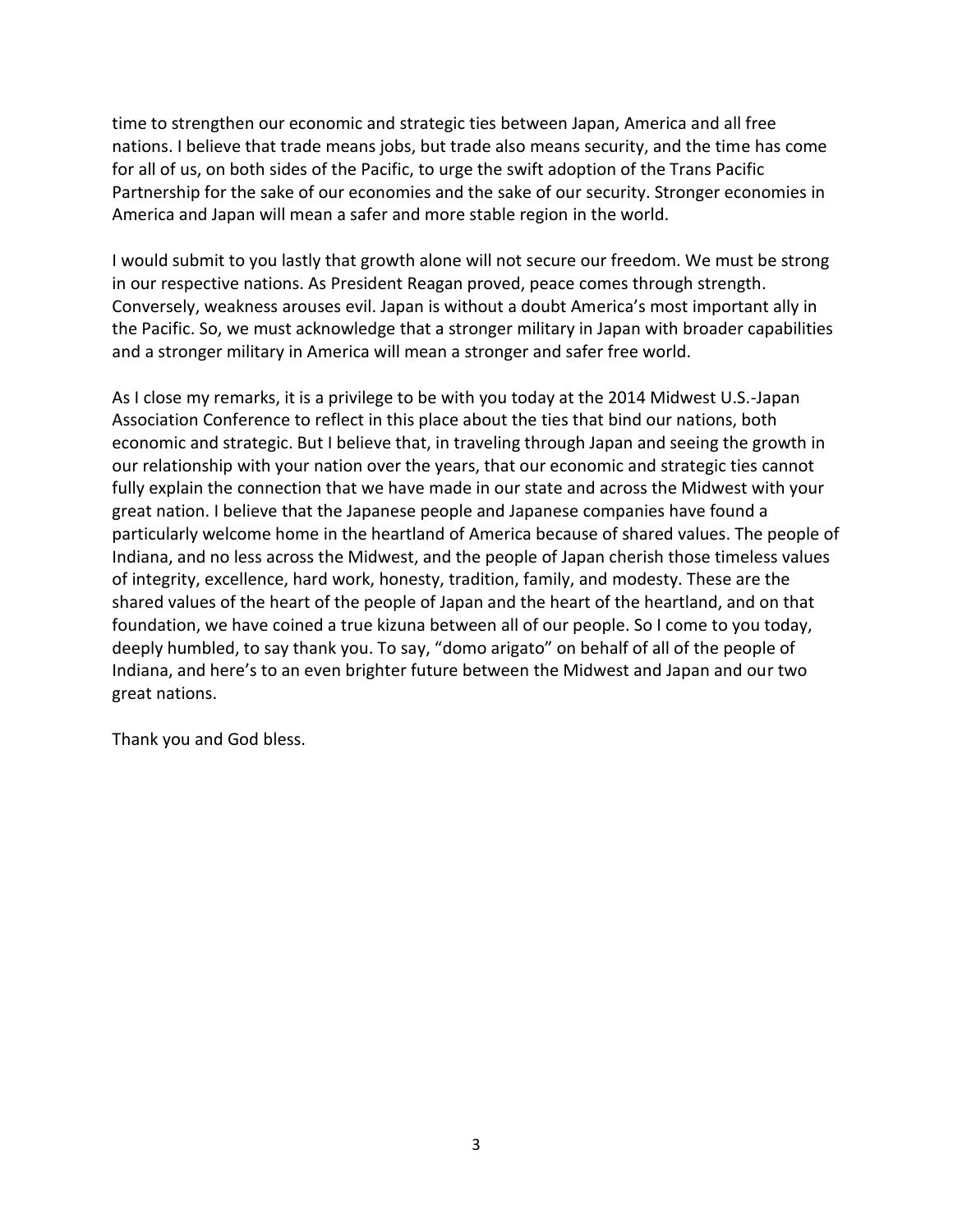time to strengthen our economic and strategic ties between Japan, America and all free nations. I believe that trade means jobs, but trade also means security, and the time has come for all of us, on both sides of the Pacific, to urge the swift adoption of the Trans Pacific Partnership for the sake of our economies and the sake of our security. Stronger economies in America and Japan will mean a safer and more stable region in the world.

I would submit to you lastly that growth alone will not secure our freedom. We must be strong in our respective nations. As President Reagan proved, peace comes through strength. Conversely, weakness arouses evil. Japan is without a doubt America's most important ally in the Pacific. So, we must acknowledge that a stronger military in Japan with broader capabilities and a stronger military in America will mean a stronger and safer free world.

As I close my remarks, it is a privilege to be with you today at the 2014 Midwest U.S.-Japan Association Conference to reflect in this place about the ties that bind our nations, both economic and strategic. But I believe that, in traveling through Japan and seeing the growth in our relationship with your nation over the years, that our economic and strategic ties cannot fully explain the connection that we have made in our state and across the Midwest with your great nation. I believe that the Japanese people and Japanese companies have found a particularly welcome home in the heartland of America because of shared values. The people of Indiana, and no less across the Midwest, and the people of Japan cherish those timeless values of integrity, excellence, hard work, honesty, tradition, family, and modesty. These are the shared values of the heart of the people of Japan and the heart of the heartland, and on that foundation, we have coined a true kizuna between all of our people. So I come to you today, deeply humbled, to say thank you. To say, "domo arigato" on behalf of all of the people of Indiana, and here's to an even brighter future between the Midwest and Japan and our two great nations.

Thank you and God bless.